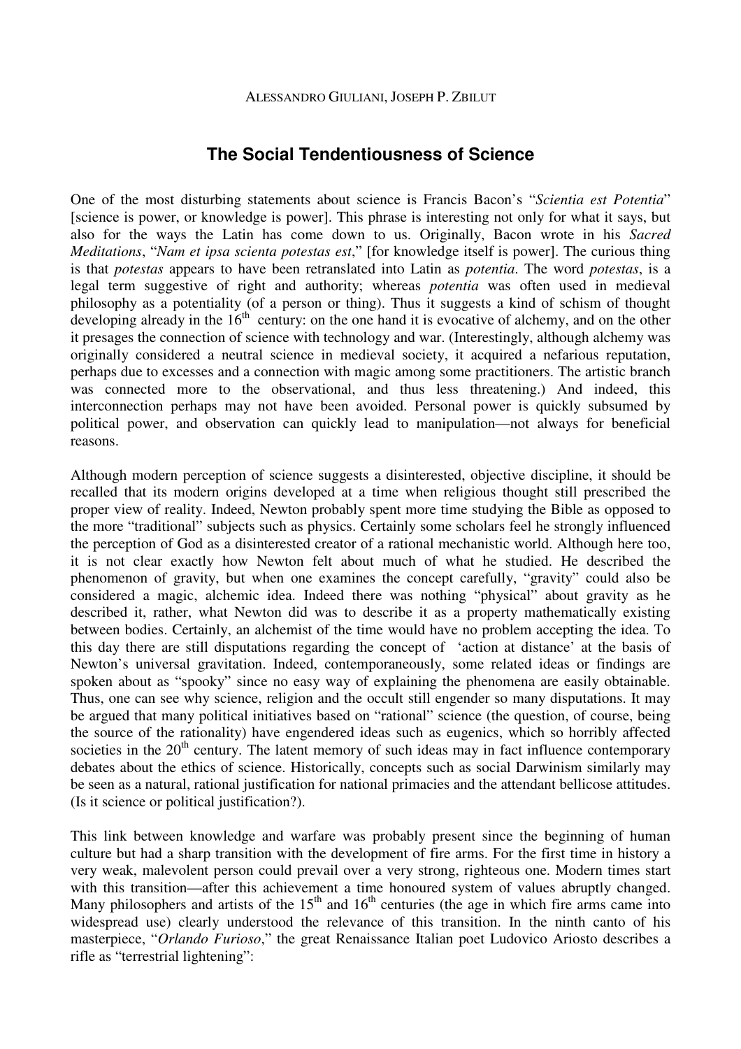ALESSANDRO GIULIANI, JOSEPH P. ZBILUT

# The Social Tendentiousness of Science

One of the most disturbing statements about science is Francis Bacon's "*Scientia est Potentia*" [science is power, or knowledge is power]. This phrase is interesting not only for what it says, but also for the ways the Latin has come down to us. Originally, Bacon wrote in his *Sacred Meditations*, "*Nam et ipsa scienta potestas est*," [for knowledge itself is power]. The curious thing is that *potestas* appears to have been retranslated into Latin as *potentia*. The word *potestas*, is a legal term suggestive of right and authority; whereas *potentia* was often used in medieval philosophy as a potentiality (of a person or thing). Thus it suggests a kind of schism of thought developing already in the 16th century: on the one hand it is evocative of alchemy, and on the other it presages the connection of science with technology and war. (Interestingly, although alchemy was originally considered a neutral science in medieval society, it acquired a nefarious reputation, perhaps due to excesses and a connection with magic among some practitioners. The artistic branch was connected more to the observational, and thus less threatening.) And indeed, this interconnection perhaps may not have been avoided. Personal power is quickly subsumed by political power, and observation can quickly lead to manipulation—not always for beneficial reasons.

Although modern perception of science suggests a disinterested, objective discipline, it should be recalled that its modern origins developed at a time when religious thought still prescribed the proper view of reality. Indeed, Newton probably spent more time studying the Bible as opposed to the more "traditional" subjects such as physics. Certainly some scholars feel he strongly influenced the perception of God as a disinterested creator of a rational mechanistic world. Although here too, it is not clear exactly how Newton felt about much of what he studied. He described the phenomenon of gravity, but when one examines the concept carefully, "gravity" could also be considered a magic, alchemic idea. Indeed there was nothing "physical" about gravity as he described it, rather, what Newton did was to describe it as a property mathematically existing between bodies. Certainly, an alchemist of the time would have no problem accepting the idea. To this day there are still disputations regarding the concept of 'action at distance' at the basis of Newton's universal gravitation. Indeed, contemporaneously, some related ideas or findings are spoken about as "spooky" since no easy way of explaining the phenomena are easily obtainable. Thus, one can see why science, religion and the occult still engender so many disputations. It may be argued that many political initiatives based on "rational" science (the question, of course, being the source of the rationality) have engendered ideas such as eugenics, which so horribly affected societies in the 20th century. The latent memory of such ideas may in fact influence contemporary debates about the ethics of science. Historically, concepts such as social Darwinism similarly may be seen as a natural, rational justification for national primacies and the attendant bellicose attitudes. (Is it science or political justification?).

This link between knowledge and warfare was probably present since the beginning of human culture but had a sharp transition with the development of fire arms. For the first time in history a very weak, malevolent person could prevail over a very strong, righteous one. Modern times start with this transition—after this achievement a time honoured system of values abruptly changed. Many philosophers and artists of the 15th and 16th centuries (the age in which fire arms came into widespread use) clearly understood the relevance of this transition. In the ninth canto of his masterpiece, "*Orlando Furioso*," the great Renaissance Italian poet Ludovico Ariosto describes a rifle as "terrestrial lightening":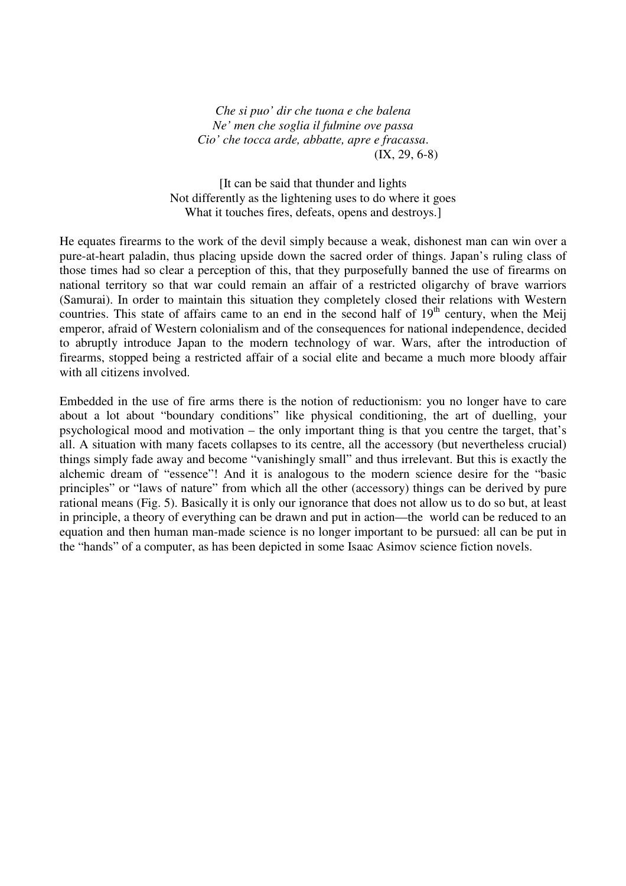*Che si puo' dir che tuona e che balena*
*Ne' men che soglia il fulmine ove passa*
*Cio' che tocca arde, abbatte, apre e fracassa.*
(IX, 29, 6-8)

[It can be said that thunder and lights
Not differently as the lightening uses to do where it goes
What it touches fires, defeats, opens and destroys.]

He equates firearms to the work of the devil simply because a weak, dishonest man can win over a pure-at-heart paladin, thus placing upside down the sacred order of things. Japan's ruling class of those times had so clear a perception of this, that they purposefully banned the use of firearms on national territory so that war could remain an affair of a restricted oligarchy of brave warriors (Samurai). In order to maintain this situation they completely closed their relations with Western countries. This state of affairs came to an end in the second half of 19th century, when the Meij emperor, afraid of Western colonialism and of the consequences for national independence, decided to abruptly introduce Japan to the modern technology of war. Wars, after the introduction of firearms, stopped being a restricted affair of a social elite and became a much more bloody affair with all citizens involved.

Embedded in the use of fire arms there is the notion of reductionism: you no longer have to care about a lot about "boundary conditions" like physical conditioning, the art of duelling, your psychological mood and motivation – the only important thing is that you centre the target, that's all. A situation with many facets collapses to its centre, all the accessory (but nevertheless crucial) things simply fade away and become "vanishingly small" and thus irrelevant. But this is exactly the alchemic dream of "essence"! And it is analogous to the modern science desire for the "basic principles" or "laws of nature" from which all the other (accessory) things can be derived by pure rational means (Fig. 5). Basically it is only our ignorance that does not allow us to do so but, at least in principle, a theory of everything can be drawn and put in action—the world can be reduced to an equation and then human man-made science is no longer important to be pursued: all can be put in the "hands" of a computer, as has been depicted in some Isaac Asimov science fiction novels.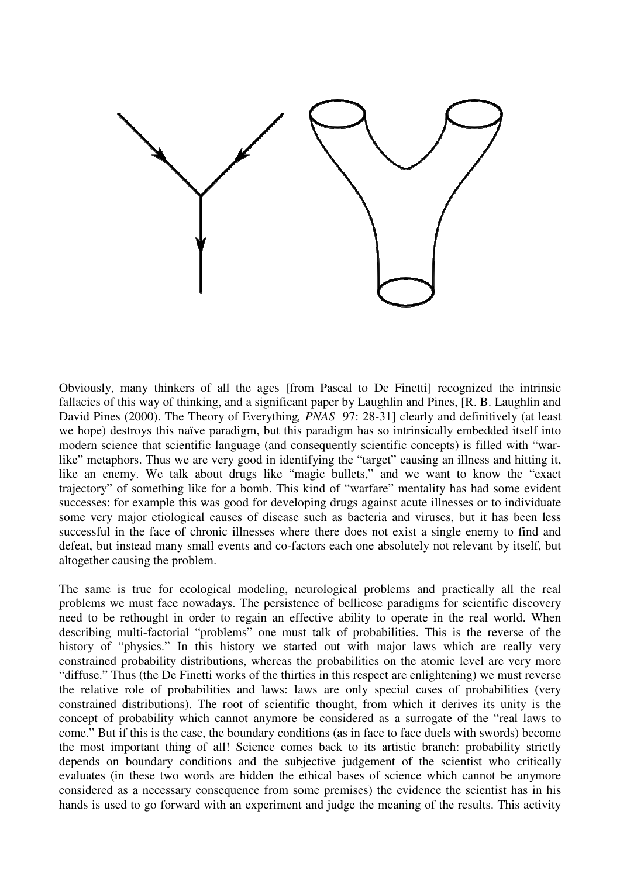Obviously, many thinkers of all the ages [from Pascal to De Finetti] recognized the intrinsic fallacies of this way of thinking, and a significant paper by Laughlin and Pines, [R. B. Laughlin and David Pines (2000). The Theory of Everything*, PNAS* 97: 28-31] clearly and definitively (at least we hope) destroys this naïve paradigm, but this paradigm has so intrinsically embedded itself into modern science that scientific language (and consequently scientific concepts) is filled with "war-like" metaphors. Thus we are very good in identifying the "target" causing an illness and hitting it, like an enemy. We talk about drugs like "magic bullets," and we want to know the "exact trajectory" of something like for a bomb. This kind of "warfare" mentality has had some evident successes: for example this was good for developing drugs against acute illnesses or to individuate some very major etiological causes of disease such as bacteria and viruses, but it has been less successful in the face of chronic illnesses where there does not exist a single enemy to find and defeat, but instead many small events and co-factors each one absolutely not relevant by itself, but altogether causing the problem.

The same is true for ecological modeling, neurological problems and practically all the real problems we must face nowadays. The persistence of bellicose paradigms for scientific discovery need to be rethought in order to regain an effective ability to operate in the real world. When describing multi-factorial "problems" one must talk of probabilities. This is the reverse of the history of "physics." In this history we started out with major laws which are really very constrained probability distributions, whereas the probabilities on the atomic level are very more "diffuse." Thus (the De Finetti works of the thirties in this respect are enlightening) we must reverse the relative role of probabilities and laws: laws are only special cases of probabilities (very constrained distributions). The root of scientific thought, from which it derives its unity is the concept of probability which cannot anymore be considered as a surrogate of the "real laws to come." But if this is the case, the boundary conditions (as in face to face duels with swords) become the most important thing of all! Science comes back to its artistic branch: probability strictly depends on boundary conditions and the subjective judgement of the scientist who critically evaluates (in these two words are hidden the ethical bases of science which cannot be anymore considered as a necessary consequence from some premises) the evidence the scientist has in his hands is used to go forward with an experiment and judge the meaning of the results. This activity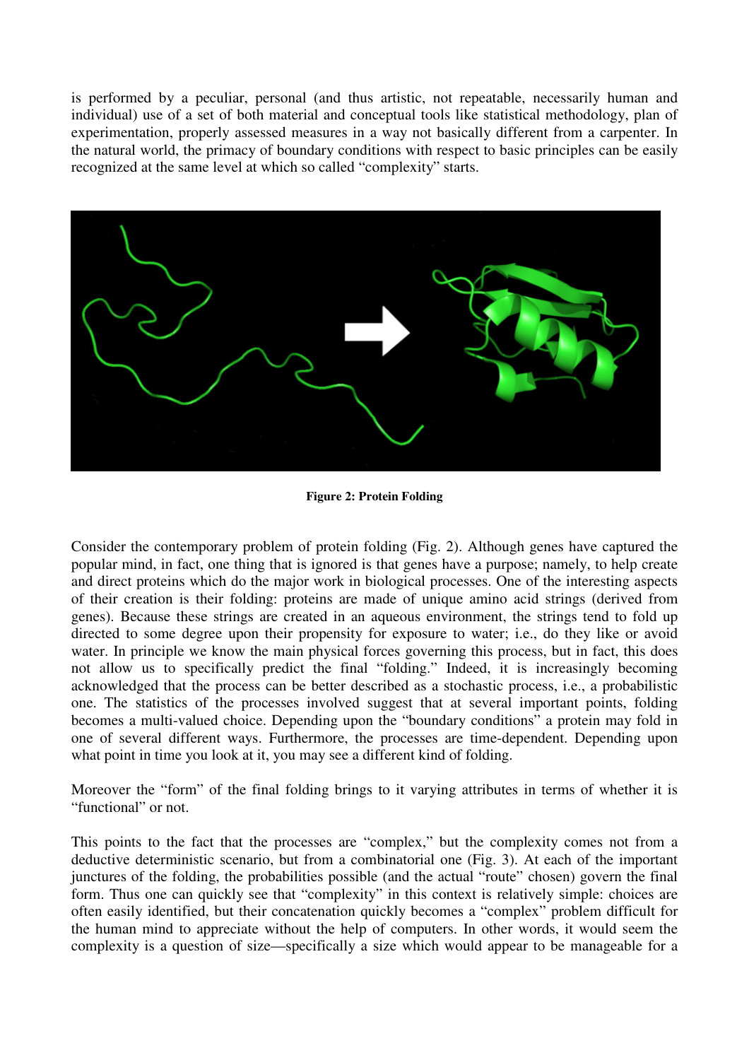is performed by a peculiar, personal (and thus artistic, not repeatable, necessarily human and individual) use of a set of both material and conceptual tools like statistical methodology, plan of experimentation, properly assessed measures in a way not basically different from a carpenter. In the natural world, the primacy of boundary conditions with respect to basic principles can be easily recognized at the same level at which so called "complexity" starts.

**Figure 2: Protein Folding**

Consider the contemporary problem of protein folding (Fig. 2). Although genes have captured the popular mind, in fact, one thing that is ignored is that genes have a purpose; namely, to help create and direct proteins which do the major work in biological processes. One of the interesting aspects of their creation is their folding: proteins are made of unique amino acid strings (derived from genes). Because these strings are created in an aqueous environment, the strings tend to fold up directed to some degree upon their propensity for exposure to water; i.e., do they like or avoid water. In principle we know the main physical forces governing this process, but in fact, this does not allow us to specifically predict the final "folding." Indeed, it is increasingly becoming acknowledged that the process can be better described as a stochastic process, i.e., a probabilistic one. The statistics of the processes involved suggest that at several important points, folding becomes a multi-valued choice. Depending upon the "boundary conditions" a protein may fold in one of several different ways. Furthermore, the processes are time-dependent. Depending upon what point in time you look at it, you may see a different kind of folding.

Moreover the "form" of the final folding brings to it varying attributes in terms of whether it is "functional" or not.

This points to the fact that the processes are "complex," but the complexity comes not from a deductive deterministic scenario, but from a combinatorial one (Fig. 3). At each of the important junctures of the folding, the probabilities possible (and the actual "route" chosen) govern the final form. Thus one can quickly see that "complexity" in this context is relatively simple: choices are often easily identified, but their concatenation quickly becomes a "complex" problem difficult for the human mind to appreciate without the help of computers. In other words, it would seem the complexity is a question of size—specifically a size which would appear to be manageable for a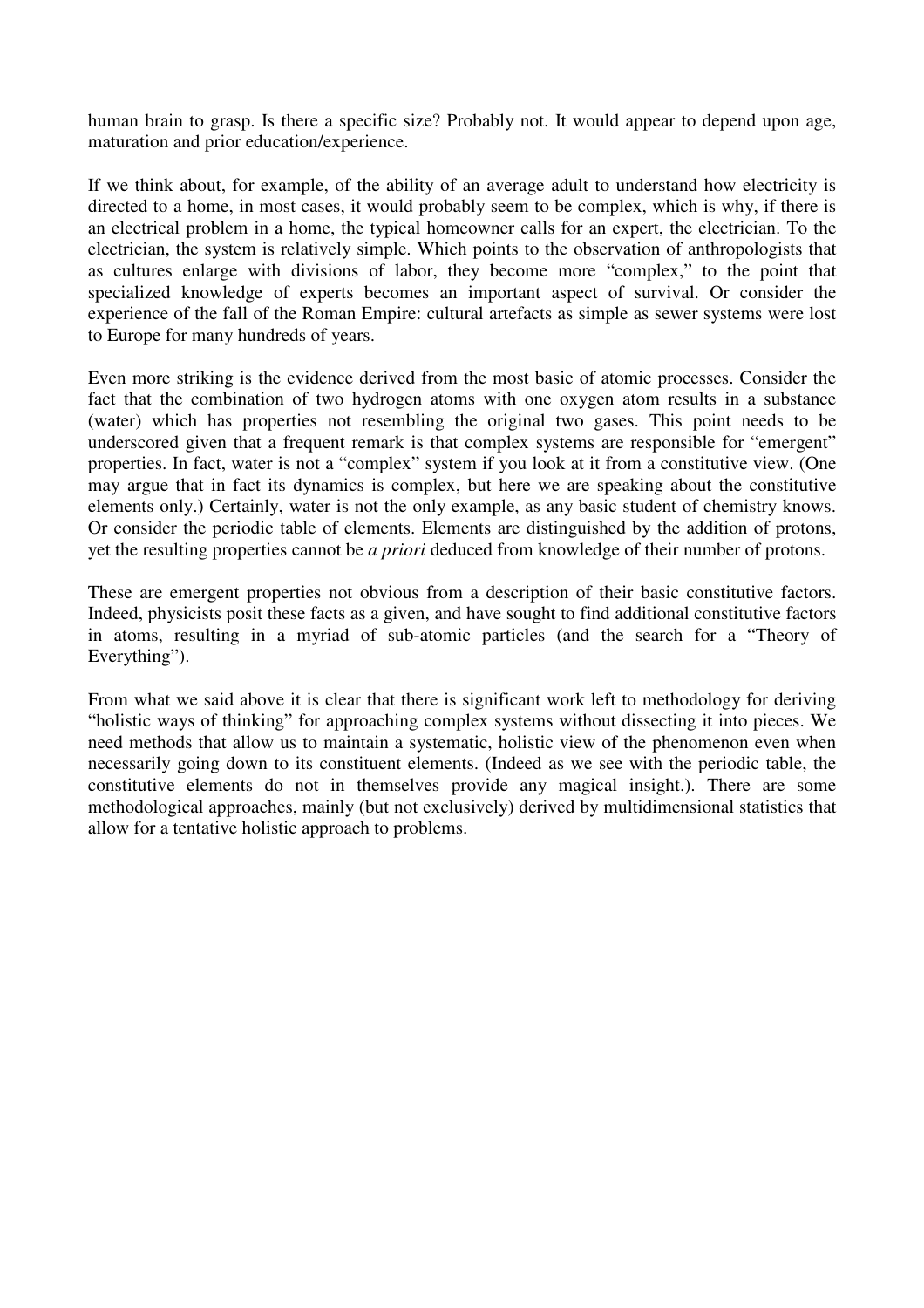human brain to grasp. Is there a specific size? Probably not. It would appear to depend upon age, maturation and prior education/experience.

If we think about, for example, of the ability of an average adult to understand how electricity is directed to a home, in most cases, it would probably seem to be complex, which is why, if there is an electrical problem in a home, the typical homeowner calls for an expert, the electrician. To the electrician, the system is relatively simple. Which points to the observation of anthropologists that as cultures enlarge with divisions of labor, they become more "complex," to the point that specialized knowledge of experts becomes an important aspect of survival. Or consider the experience of the fall of the Roman Empire: cultural artefacts as simple as sewer systems were lost to Europe for many hundreds of years.

Even more striking is the evidence derived from the most basic of atomic processes. Consider the fact that the combination of two hydrogen atoms with one oxygen atom results in a substance (water) which has properties not resembling the original two gases. This point needs to be underscored given that a frequent remark is that complex systems are responsible for "emergent" properties. In fact, water is not a "complex" system if you look at it from a constitutive view. (One may argue that in fact its dynamics is complex, but here we are speaking about the constitutive elements only.) Certainly, water is not the only example, as any basic student of chemistry knows. Or consider the periodic table of elements. Elements are distinguished by the addition of protons, yet the resulting properties cannot be *a priori* deduced from knowledge of their number of protons.

These are emergent properties not obvious from a description of their basic constitutive factors. Indeed, physicists posit these facts as a given, and have sought to find additional constitutive factors in atoms, resulting in a myriad of sub-atomic particles (and the search for a "Theory of Everything").

From what we said above it is clear that there is significant work left to methodology for deriving "holistic ways of thinking" for approaching complex systems without dissecting it into pieces. We need methods that allow us to maintain a systematic, holistic view of the phenomenon even when necessarily going down to its constituent elements. (Indeed as we see with the periodic table, the constitutive elements do not in themselves provide any magical insight.). There are some methodological approaches, mainly (but not exclusively) derived by multidimensional statistics that allow for a tentative holistic approach to problems.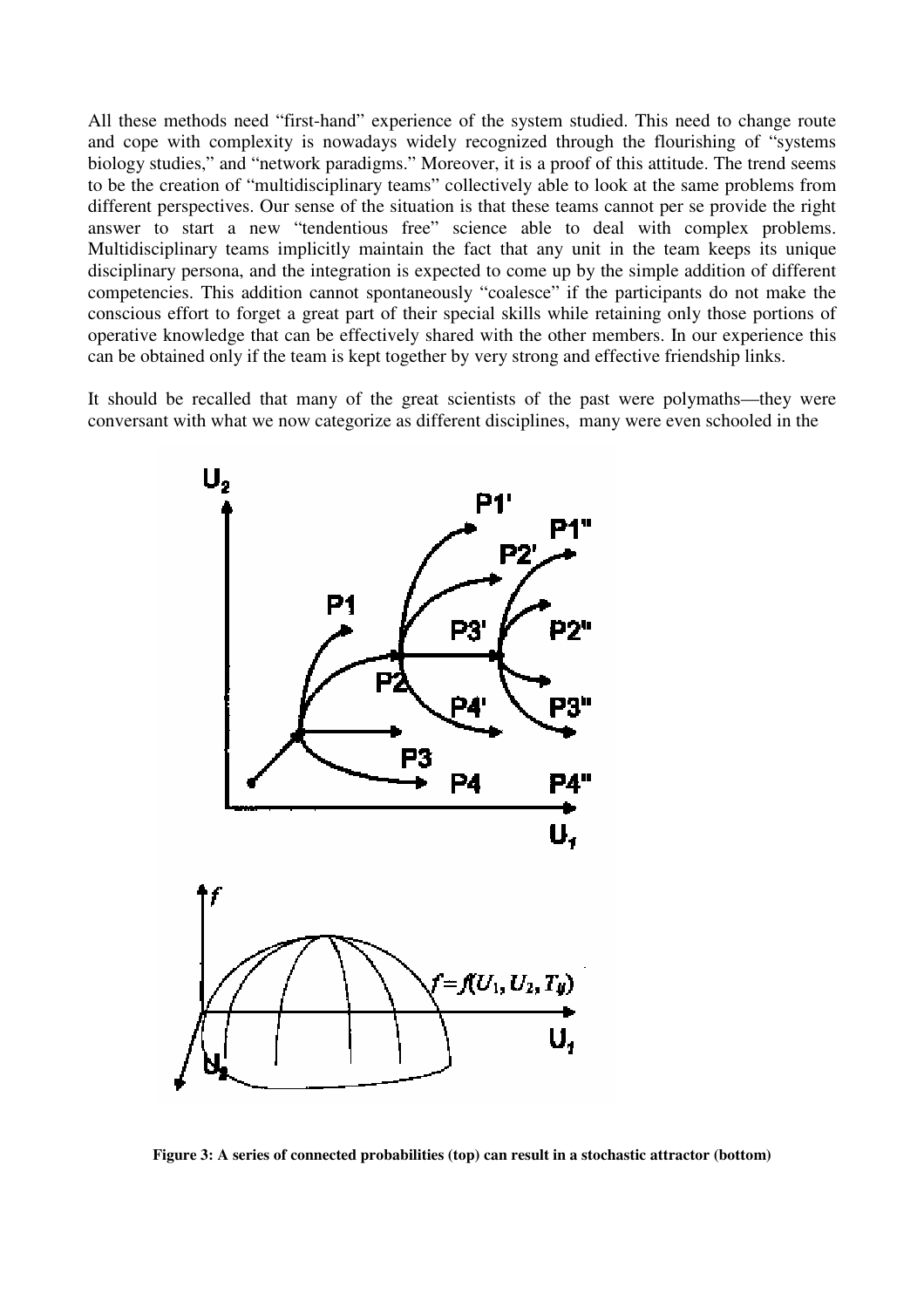All these methods need "first-hand" experience of the system studied. This need to change route and cope with complexity is nowadays widely recognized through the flourishing of "systems biology studies," and "network paradigms." Moreover, it is a proof of this attitude. The trend seems to be the creation of "multidisciplinary teams" collectively able to look at the same problems from different perspectives. Our sense of the situation is that these teams cannot per se provide the right answer to start a new "tendentious free" science able to deal with complex problems. Multidisciplinary teams implicitly maintain the fact that any unit in the team keeps its unique disciplinary persona, and the integration is expected to come up by the simple addition of different competencies. This addition cannot spontaneously "coalesce" if the participants do not make the conscious effort to forget a great part of their special skills while retaining only those portions of operative knowledge that can be effectively shared with the other members. In our experience this can be obtained only if the team is kept together by very strong and effective friendship links.

It should be recalled that many of the great scientists of the past were polymaths—they were conversant with what we now categorize as different disciplines, many were even schooled in the

**Figure 3: A series of connected probabilities (top) can result in a stochastic attractor (bottom)**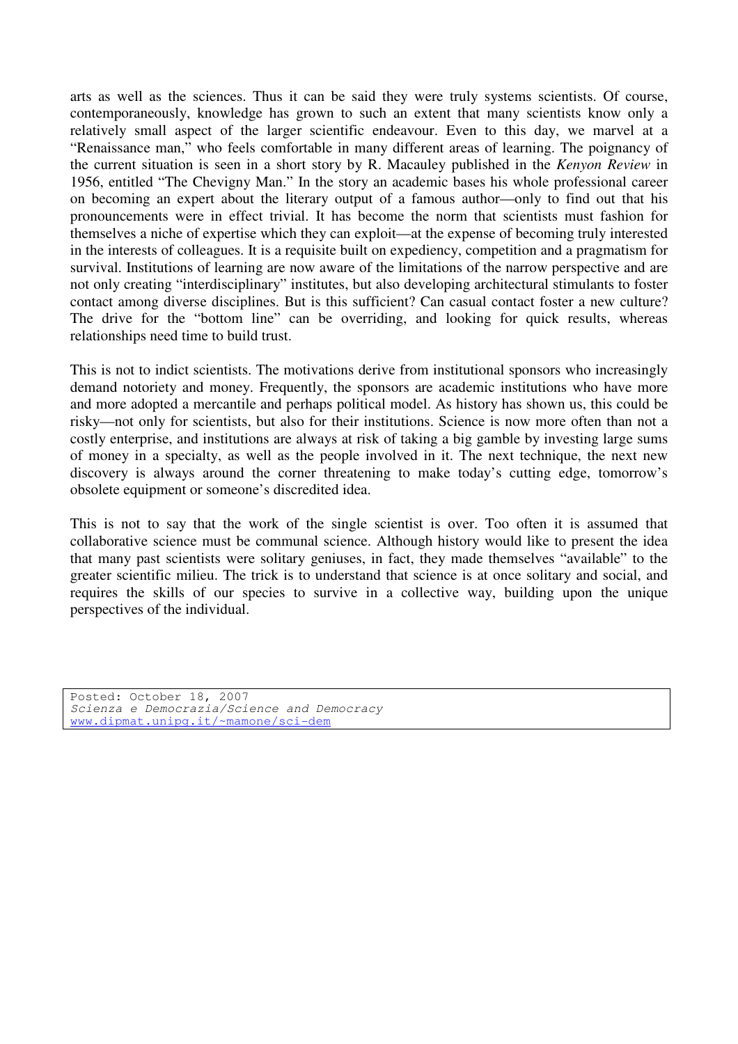arts as well as the sciences. Thus it can be said they were truly systems scientists. Of course, contemporaneously, knowledge has grown to such an extent that many scientists know only a relatively small aspect of the larger scientific endeavour. Even to this day, we marvel at a "Renaissance man," who feels comfortable in many different areas of learning. The poignancy of the current situation is seen in a short story by R. Macauley published in the *Kenyon Review* in 1956, entitled "The Chevigny Man." In the story an academic bases his whole professional career on becoming an expert about the literary output of a famous author—only to find out that his pronouncements were in effect trivial. It has become the norm that scientists must fashion for themselves a niche of expertise which they can exploit—at the expense of becoming truly interested in the interests of colleagues. It is a requisite built on expediency, competition and a pragmatism for survival. Institutions of learning are now aware of the limitations of the narrow perspective and are not only creating "interdisciplinary" institutes, but also developing architectural stimulants to foster contact among diverse disciplines. But is this sufficient? Can casual contact foster a new culture? The drive for the "bottom line" can be overriding, and looking for quick results, whereas relationships need time to build trust.

This is not to indict scientists. The motivations derive from institutional sponsors who increasingly demand notoriety and money. Frequently, the sponsors are academic institutions who have more and more adopted a mercantile and perhaps political model. As history has shown us, this could be risky—not only for scientists, but also for their institutions. Science is now more often than not a costly enterprise, and institutions are always at risk of taking a big gamble by investing large sums of money in a specialty, as well as the people involved in it. The next technique, the next new discovery is always around the corner threatening to make today's cutting edge, tomorrow's obsolete equipment or someone's discredited idea.

This is not to say that the work of the single scientist is over. Too often it is assumed that collaborative science must be communal science. Although history would like to present the idea that many past scientists were solitary geniuses, in fact, they made themselves "available" to the greater scientific milieu. The trick is to understand that science is at once solitary and social, and requires the skills of our species to survive in a collective way, building upon the unique perspectives of the individual.

Posted: October 18, 2007
*Scienza e Democrazia/Science and Democracy*
www.dipmat.unipg.it/~mamone/sci-dem